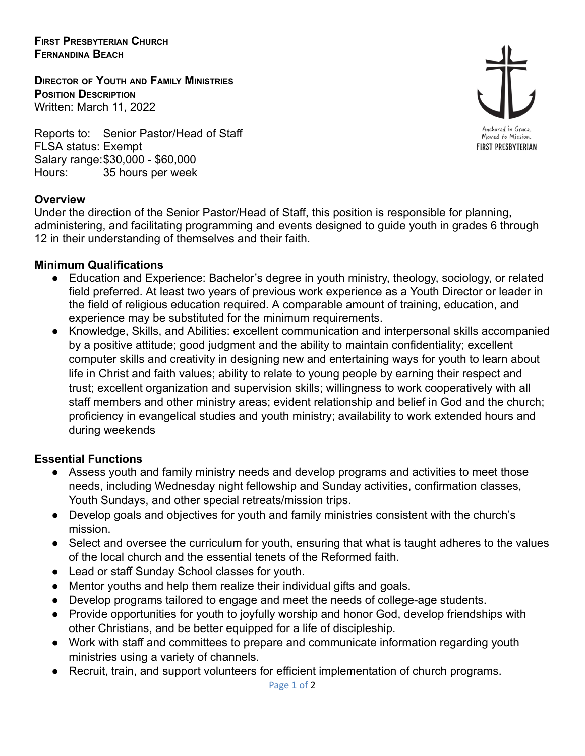**First Presbyterian Church**
**Fernandina Beach**

**Director of Youth and Family Ministries**
**Position Description**
Written: March 11, 2022

Anchored in Grace.
Moved to Mission.
FIRST PRESBYTERIAN

Reports to: Senior Pastor/Head of Staff
FLSA status: Exempt
Salary range: $30,000 - $60,000
Hours: 35 hours per week

## Overview

Under the direction of the Senior Pastor/Head of Staff, this position is responsible for planning, administering, and facilitating programming and events designed to guide youth in grades 6 through 12 in their understanding of themselves and their faith.

## Minimum Qualifications

- Education and Experience: Bachelor's degree in youth ministry, theology, sociology, or related field preferred. At least two years of previous work experience as a Youth Director or leader in the field of religious education required. A comparable amount of training, education, and experience may be substituted for the minimum requirements.
- Knowledge, Skills, and Abilities: excellent communication and interpersonal skills accompanied by a positive attitude; good judgment and the ability to maintain confidentiality; excellent computer skills and creativity in designing new and entertaining ways for youth to learn about life in Christ and faith values; ability to relate to young people by earning their respect and trust; excellent organization and supervision skills; willingness to work cooperatively with all staff members and other ministry areas; evident relationship and belief in God and the church; proficiency in evangelical studies and youth ministry; availability to work extended hours and during weekends

## Essential Functions

- Assess youth and family ministry needs and develop programs and activities to meet those needs, including Wednesday night fellowship and Sunday activities, confirmation classes, Youth Sundays, and other special retreats/mission trips.
- Develop goals and objectives for youth and family ministries consistent with the church's mission.
- Select and oversee the curriculum for youth, ensuring that what is taught adheres to the values of the local church and the essential tenets of the Reformed faith.
- Lead or staff Sunday School classes for youth.
- Mentor youths and help them realize their individual gifts and goals.
- Develop programs tailored to engage and meet the needs of college-age students.
- Provide opportunities for youth to joyfully worship and honor God, develop friendships with other Christians, and be better equipped for a life of discipleship.
- Work with staff and committees to prepare and communicate information regarding youth ministries using a variety of channels.
- Recruit, train, and support volunteers for efficient implementation of church programs.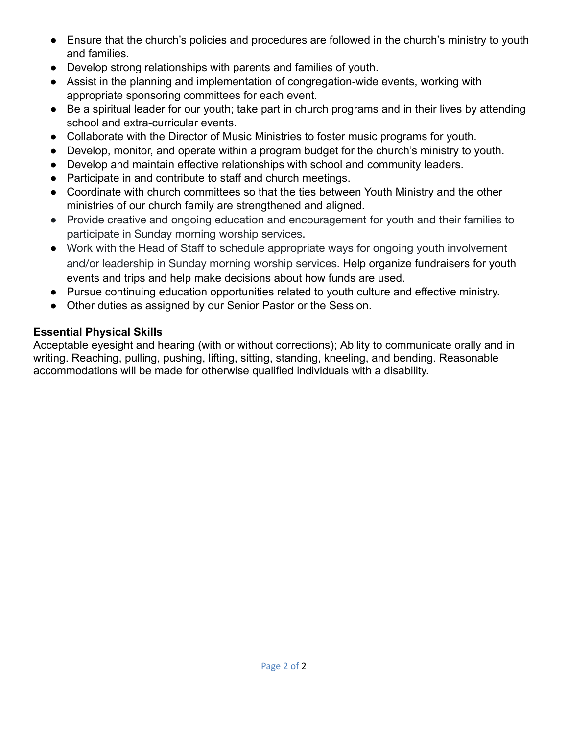- Ensure that the church's policies and procedures are followed in the church's ministry to youth and families.
- Develop strong relationships with parents and families of youth.
- Assist in the planning and implementation of congregation-wide events, working with appropriate sponsoring committees for each event.
- Be a spiritual leader for our youth; take part in church programs and in their lives by attending school and extra-curricular events.
- Collaborate with the Director of Music Ministries to foster music programs for youth.
- Develop, monitor, and operate within a program budget for the church's ministry to youth.
- Develop and maintain effective relationships with school and community leaders.
- Participate in and contribute to staff and church meetings.
- Coordinate with church committees so that the ties between Youth Ministry and the other ministries of our church family are strengthened and aligned.
- Provide creative and ongoing education and encouragement for youth and their families to participate in Sunday morning worship services.
- Work with the Head of Staff to schedule appropriate ways for ongoing youth involvement and/or leadership in Sunday morning worship services. Help organize fundraisers for youth events and trips and help make decisions about how funds are used.
- Pursue continuing education opportunities related to youth culture and effective ministry.
- Other duties as assigned by our Senior Pastor or the Session.

**Essential Physical Skills**

Acceptable eyesight and hearing (with or without corrections); Ability to communicate orally and in writing. Reaching, pulling, pushing, lifting, sitting, standing, kneeling, and bending. Reasonable accommodations will be made for otherwise qualified individuals with a disability.